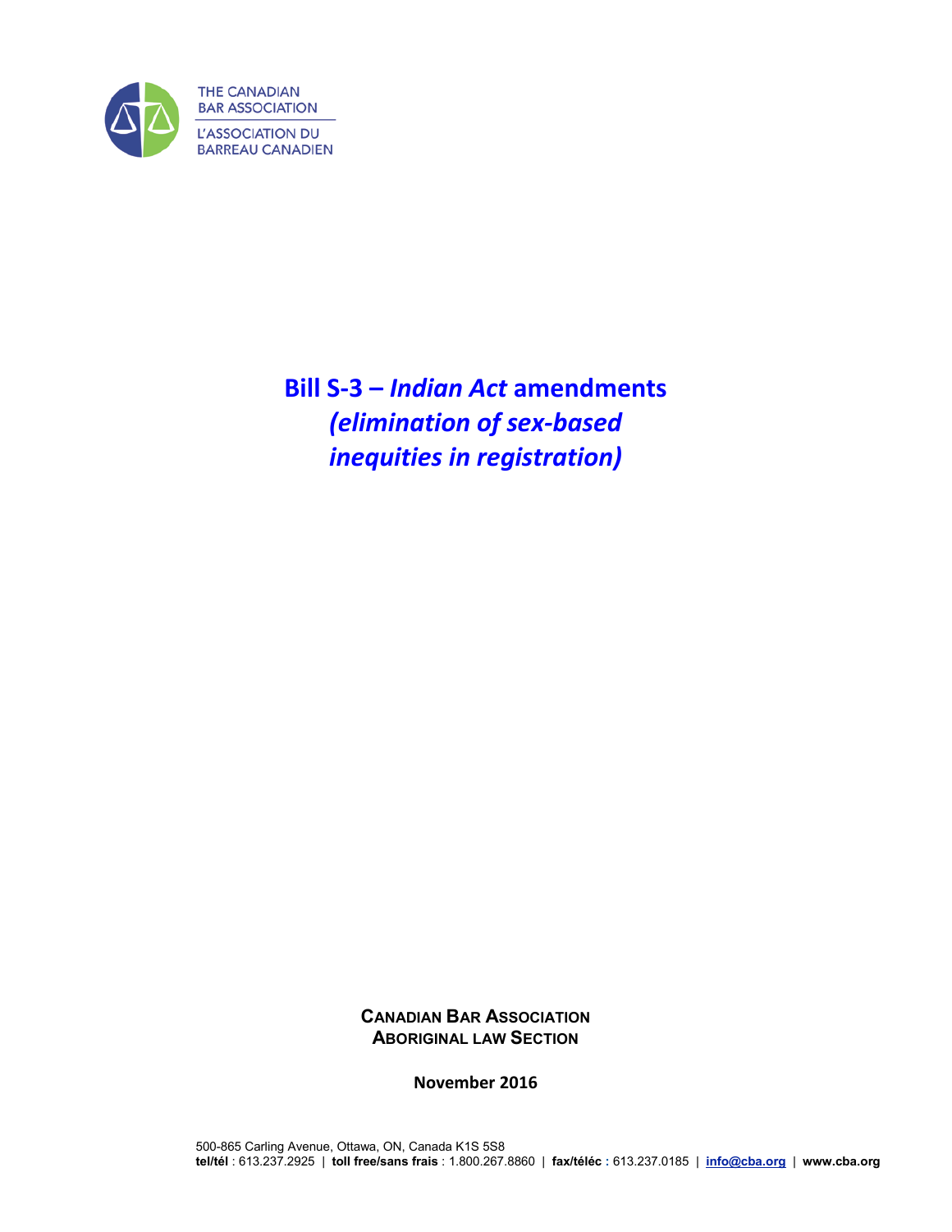THE CANADIAN BAR ASSOCIATION

L'ASSOCIATION DU BARREAU CANADIEN

# Bill S-3 – *Indian Act* amendments *(elimination of sex-based inequities in registration)*

**CANADIAN BAR ASSOCIATION**
**ABORIGINAL LAW SECTION**

**November 2016**

500-865 Carling Avenue, Ottawa, ON, Canada K1S 5S8
**tel/tél** : 613.237.2925 | **toll free/sans frais** : 1.800.267.8860 | **fax/téléc** : 613.237.0185 | **info@cba.org** | **www.cba.org**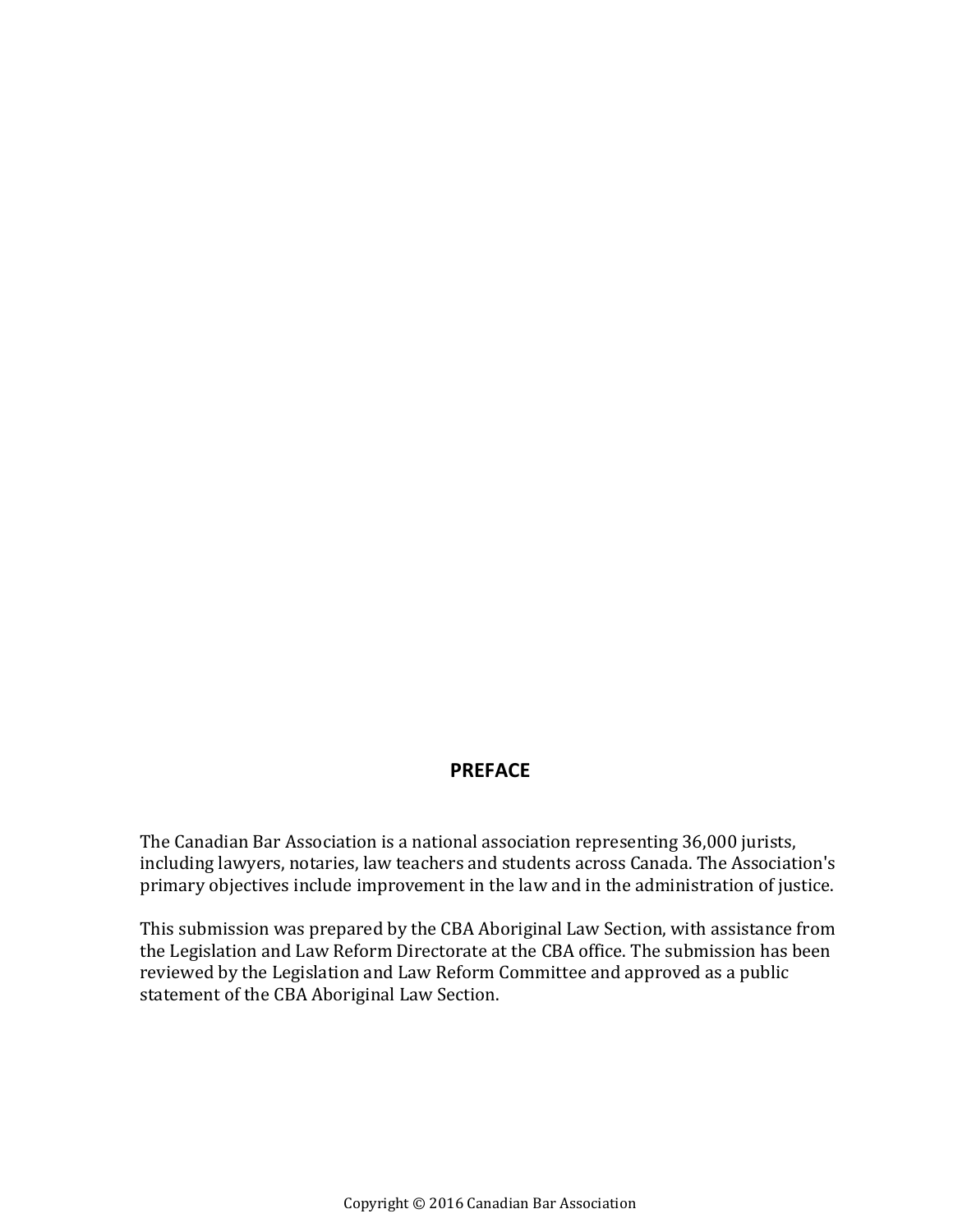## PREFACE

The Canadian Bar Association is a national association representing 36,000 jurists, including lawyers, notaries, law teachers and students across Canada. The Association's primary objectives include improvement in the law and in the administration of justice.

This submission was prepared by the CBA Aboriginal Law Section, with assistance from the Legislation and Law Reform Directorate at the CBA office. The submission has been reviewed by the Legislation and Law Reform Committee and approved as a public statement of the CBA Aboriginal Law Section.

Copyright © 2016 Canadian Bar Association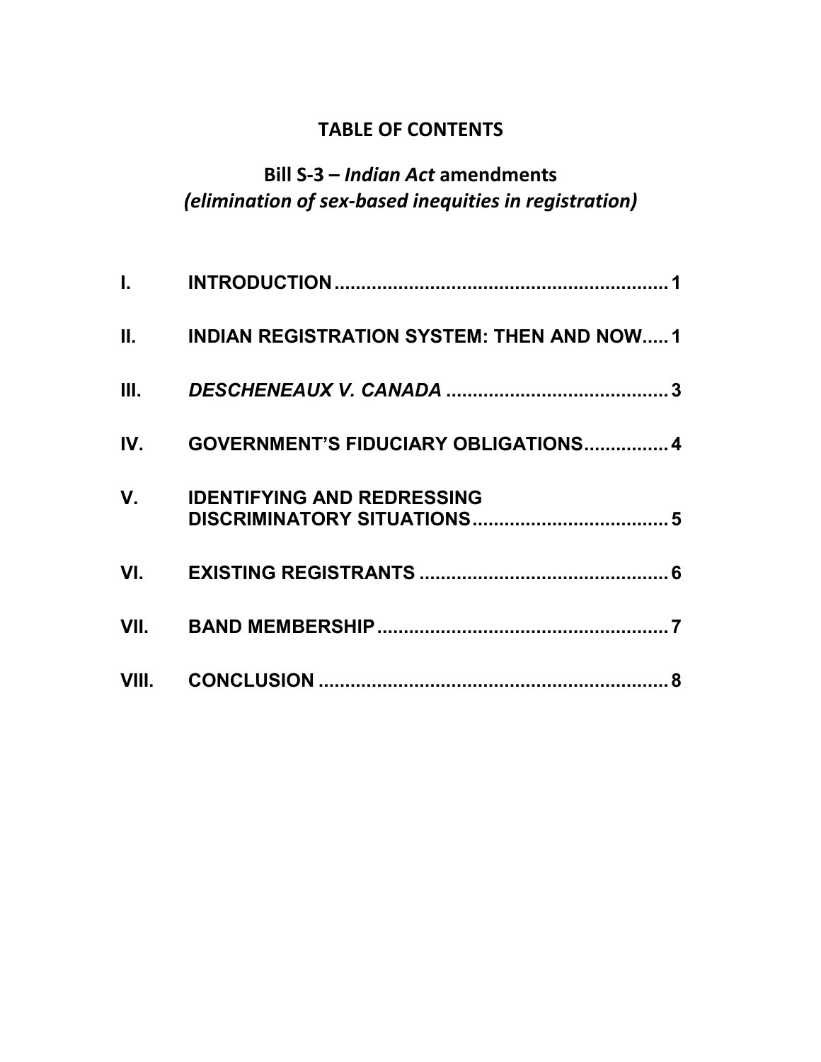# TABLE OF CONTENTS

## Bill S-3 – *Indian Act* amendments *(elimination of sex-based inequities in registration)*

| | | |
|---|---|---|
| I. | INTRODUCTION | 1 |
| II. | INDIAN REGISTRATION SYSTEM: THEN AND NOW | 1 |
| III. | *DESCHENEAUX V. CANADA* | 3 |
| IV. | GOVERNMENT'S FIDUCIARY OBLIGATIONS | 4 |
| V. | IDENTIFYING AND REDRESSING DISCRIMINATORY SITUATIONS | 5 |
| VI. | EXISTING REGISTRANTS | 6 |
| VII. | BAND MEMBERSHIP | 7 |
| VIII. | CONCLUSION | 8 |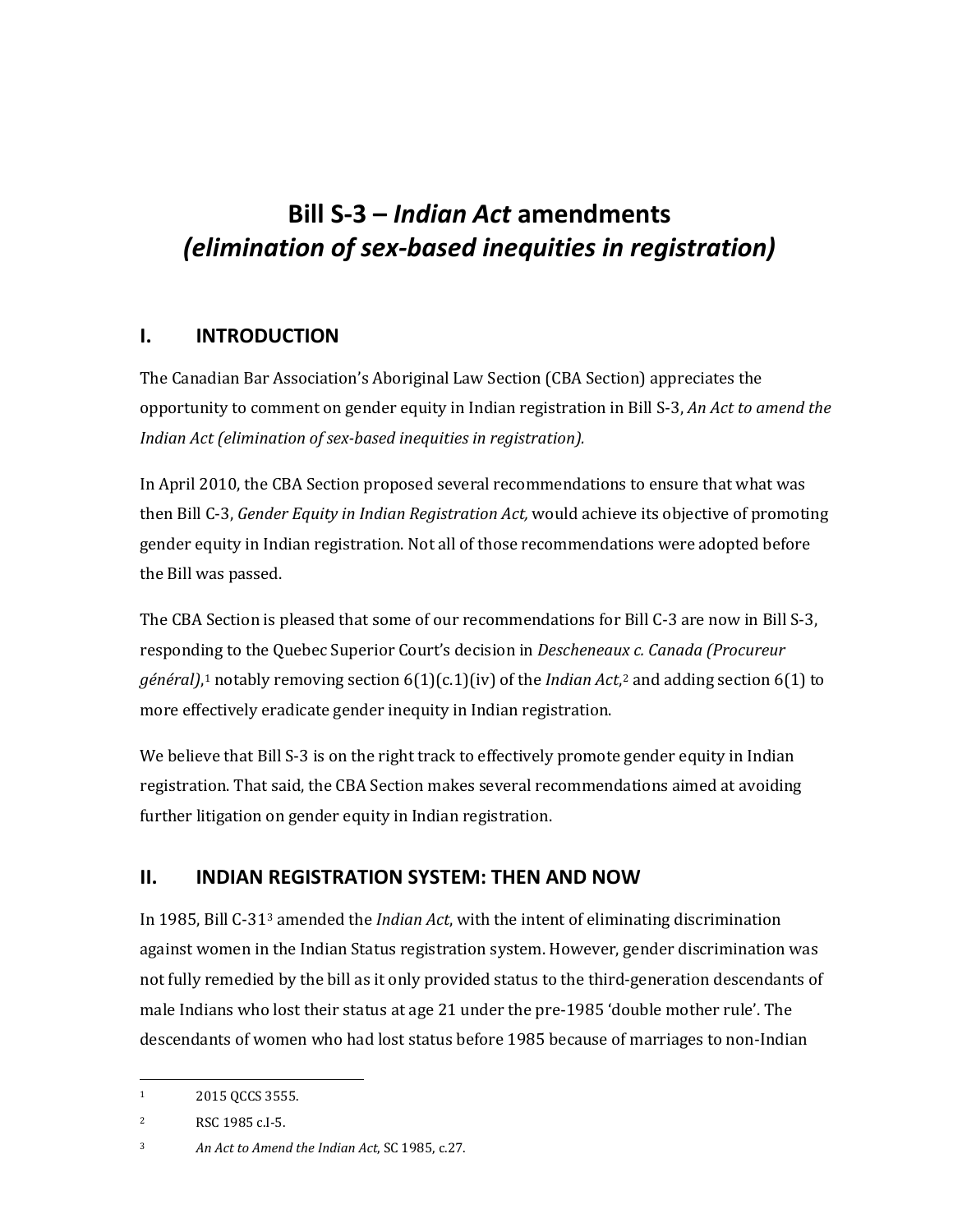# Bill S-3 – *Indian Act* amendments *(elimination of sex-based inequities in registration)*

## I. INTRODUCTION

The Canadian Bar Association's Aboriginal Law Section (CBA Section) appreciates the opportunity to comment on gender equity in Indian registration in Bill S-3, *An Act to amend the Indian Act (elimination of sex-based inequities in registration).*

In April 2010, the CBA Section proposed several recommendations to ensure that what was then Bill C-3, *Gender Equity in Indian Registration Act,* would achieve its objective of promoting gender equity in Indian registration. Not all of those recommendations were adopted before the Bill was passed.

The CBA Section is pleased that some of our recommendations for Bill C-3 are now in Bill S-3, responding to the Quebec Superior Court's decision in *Descheneaux c. Canada (Procureur général)*,[1] notably removing section 6(1)(c.1)(iv) of the *Indian Act*,[2] and adding section 6(1) to more effectively eradicate gender inequity in Indian registration.

We believe that Bill S-3 is on the right track to effectively promote gender equity in Indian registration. That said, the CBA Section makes several recommendations aimed at avoiding further litigation on gender equity in Indian registration.

## II. INDIAN REGISTRATION SYSTEM: THEN AND NOW

In 1985, Bill C-31[3] amended the *Indian Act*, with the intent of eliminating discrimination against women in the Indian Status registration system. However, gender discrimination was not fully remedied by the bill as it only provided status to the third-generation descendants of male Indians who lost their status at age 21 under the pre-1985 'double mother rule'. The descendants of women who had lost status before 1985 because of marriages to non-Indian

---

[1] 2015 QCCS 3555.

[2] RSC 1985 c.I-5.

[3] *An Act to Amend the Indian Act*, SC 1985, c.27.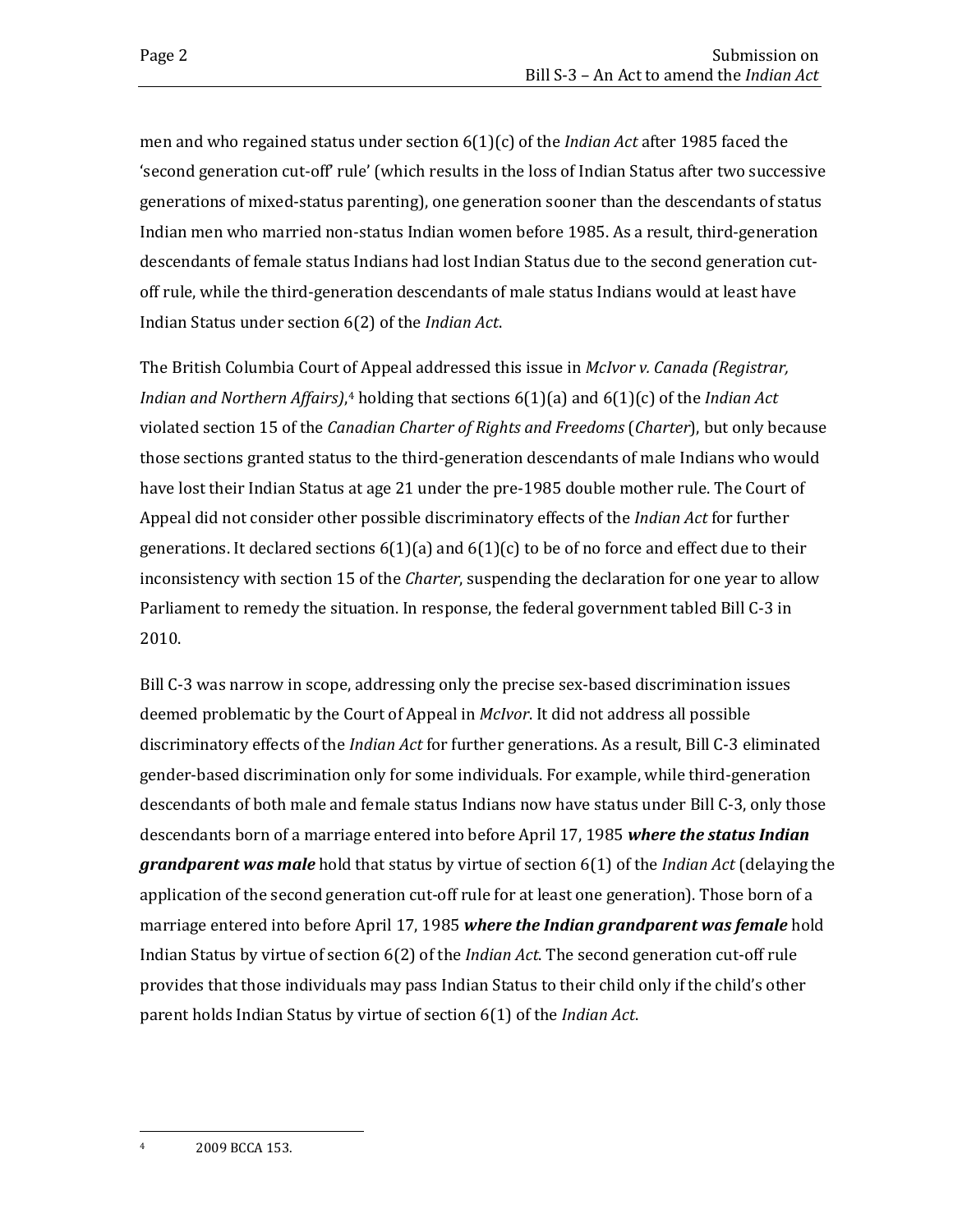men and who regained status under section 6(1)(c) of the *Indian Act* after 1985 faced the 'second generation cut-off' rule' (which results in the loss of Indian Status after two successive generations of mixed-status parenting), one generation sooner than the descendants of status Indian men who married non-status Indian women before 1985. As a result, third-generation descendants of female status Indians had lost Indian Status due to the second generation cut-off rule, while the third-generation descendants of male status Indians would at least have Indian Status under section 6(2) of the *Indian Act*.

The British Columbia Court of Appeal addressed this issue in *McIvor v. Canada (Registrar, Indian and Northern Affairs)*,[4] holding that sections 6(1)(a) and 6(1)(c) of the *Indian Act* violated section 15 of the *Canadian Charter of Rights and Freedoms* (*Charter*), but only because those sections granted status to the third-generation descendants of male Indians who would have lost their Indian Status at age 21 under the pre-1985 double mother rule. The Court of Appeal did not consider other possible discriminatory effects of the *Indian Act* for further generations. It declared sections 6(1)(a) and 6(1)(c) to be of no force and effect due to their inconsistency with section 15 of the *Charter*, suspending the declaration for one year to allow Parliament to remedy the situation. In response, the federal government tabled Bill C-3 in 2010.

Bill C-3 was narrow in scope, addressing only the precise sex-based discrimination issues deemed problematic by the Court of Appeal in *McIvor*. It did not address all possible discriminatory effects of the *Indian Act* for further generations. As a result, Bill C-3 eliminated gender-based discrimination only for some individuals. For example, while third-generation descendants of both male and female status Indians now have status under Bill C-3, only those descendants born of a marriage entered into before April 17, 1985 ***where the status Indian grandparent was male*** hold that status by virtue of section 6(1) of the *Indian Act* (delaying the application of the second generation cut-off rule for at least one generation). Those born of a marriage entered into before April 17, 1985 ***where the Indian grandparent was female*** hold Indian Status by virtue of section 6(2) of the *Indian Act*. The second generation cut-off rule provides that those individuals may pass Indian Status to their child only if the child's other parent holds Indian Status by virtue of section 6(1) of the *Indian Act*.

---

[4] 2009 BCCA 153.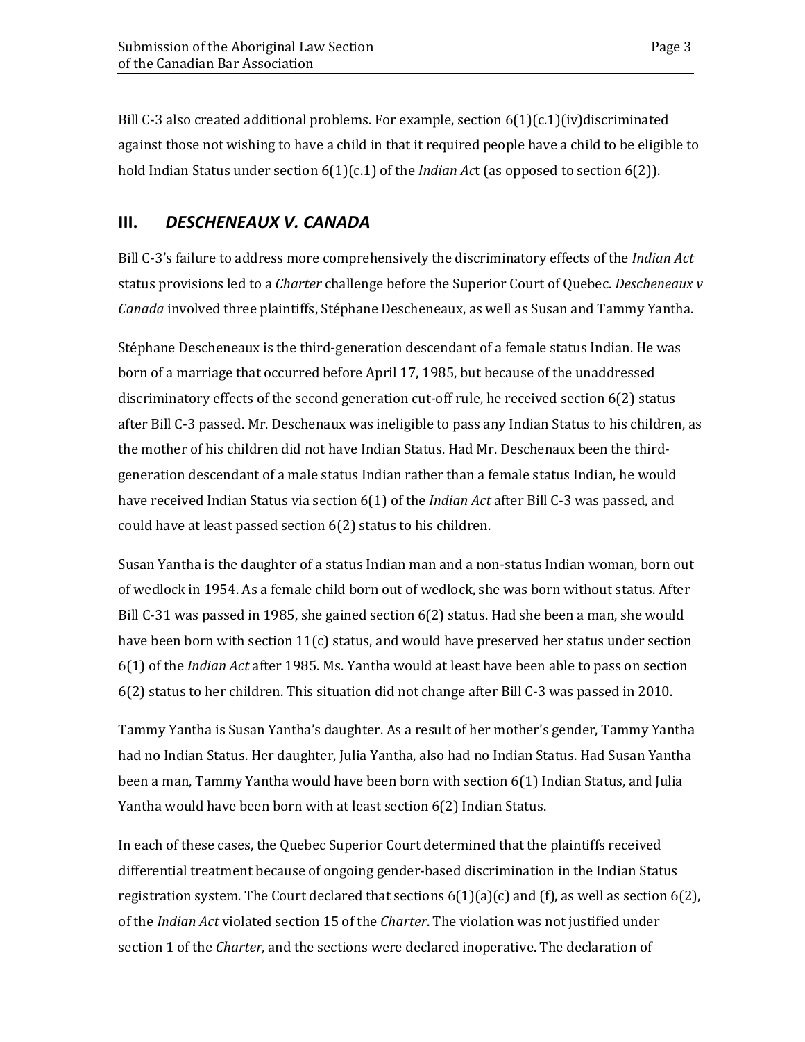Bill C-3 also created additional problems. For example, section 6(1)(c.1)(iv)discriminated against those not wishing to have a child in that it required people have a child to be eligible to hold Indian Status under section 6(1)(c.1) of the *Indian Ac*t (as opposed to section 6(2)).

## III. *DESCHENEAUX V. CANADA*

Bill C-3's failure to address more comprehensively the discriminatory effects of the *Indian Act* status provisions led to a *Charter* challenge before the Superior Court of Quebec. *Descheneaux v Canada* involved three plaintiffs, Stéphane Descheneaux, as well as Susan and Tammy Yantha.

Stéphane Descheneaux is the third-generation descendant of a female status Indian. He was born of a marriage that occurred before April 17, 1985, but because of the unaddressed discriminatory effects of the second generation cut-off rule, he received section 6(2) status after Bill C-3 passed. Mr. Deschenaux was ineligible to pass any Indian Status to his children, as the mother of his children did not have Indian Status. Had Mr. Deschenaux been the third-generation descendant of a male status Indian rather than a female status Indian, he would have received Indian Status via section 6(1) of the *Indian Act* after Bill C-3 was passed, and could have at least passed section 6(2) status to his children.

Susan Yantha is the daughter of a status Indian man and a non-status Indian woman, born out of wedlock in 1954. As a female child born out of wedlock, she was born without status. After Bill C-31 was passed in 1985, she gained section 6(2) status. Had she been a man, she would have been born with section 11(c) status, and would have preserved her status under section 6(1) of the *Indian Act* after 1985. Ms. Yantha would at least have been able to pass on section 6(2) status to her children. This situation did not change after Bill C-3 was passed in 2010.

Tammy Yantha is Susan Yantha's daughter. As a result of her mother's gender, Tammy Yantha had no Indian Status. Her daughter, Julia Yantha, also had no Indian Status. Had Susan Yantha been a man, Tammy Yantha would have been born with section 6(1) Indian Status, and Julia Yantha would have been born with at least section 6(2) Indian Status.

In each of these cases, the Quebec Superior Court determined that the plaintiffs received differential treatment because of ongoing gender-based discrimination in the Indian Status registration system. The Court declared that sections 6(1)(a)(c) and (f), as well as section 6(2), of the *Indian Act* violated section 15 of the *Charter*. The violation was not justified under section 1 of the *Charter*, and the sections were declared inoperative. The declaration of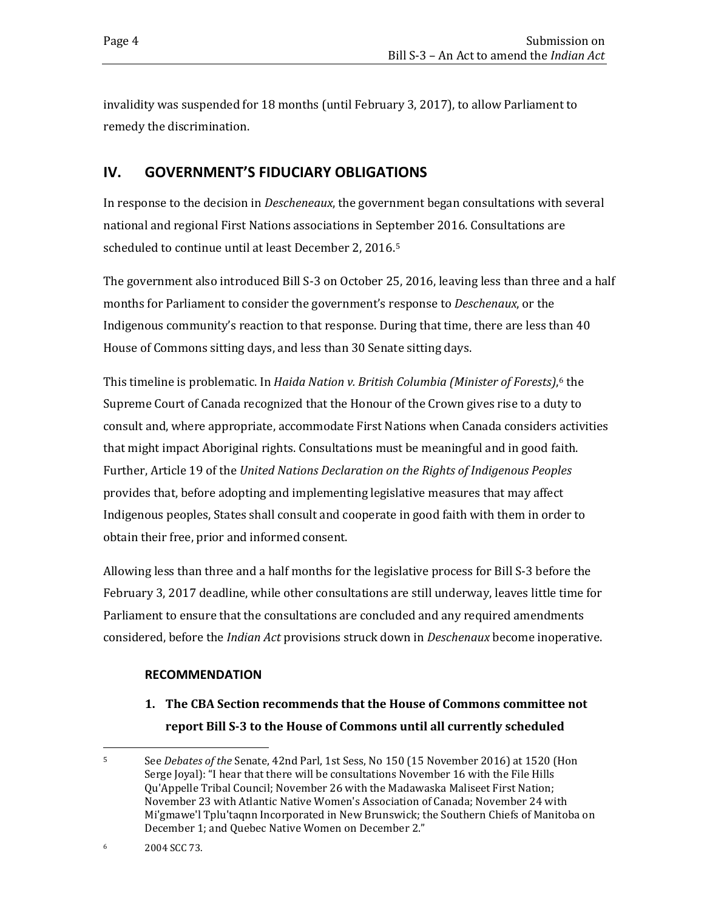invalidity was suspended for 18 months (until February 3, 2017), to allow Parliament to remedy the discrimination.

## IV. GOVERNMENT'S FIDUCIARY OBLIGATIONS

In response to the decision in *Descheneaux*, the government began consultations with several national and regional First Nations associations in September 2016. Consultations are scheduled to continue until at least December 2, 2016.[5]

The government also introduced Bill S-3 on October 25, 2016, leaving less than three and a half months for Parliament to consider the government's response to *Deschenaux*, or the Indigenous community's reaction to that response. During that time, there are less than 40 House of Commons sitting days, and less than 30 Senate sitting days.

This timeline is problematic. In *Haida Nation v. British Columbia (Minister of Forests)*,[6] the Supreme Court of Canada recognized that the Honour of the Crown gives rise to a duty to consult and, where appropriate, accommodate First Nations when Canada considers activities that might impact Aboriginal rights. Consultations must be meaningful and in good faith. Further, Article 19 of the *United Nations Declaration on the Rights of Indigenous Peoples* provides that, before adopting and implementing legislative measures that may affect Indigenous peoples, States shall consult and cooperate in good faith with them in order to obtain their free, prior and informed consent.

Allowing less than three and a half months for the legislative process for Bill S-3 before the February 3, 2017 deadline, while other consultations are still underway, leaves little time for Parliament to ensure that the consultations are concluded and any required amendments considered, before the *Indian Act* provisions struck down in *Deschenaux* become inoperative.

### RECOMMENDATION

1. **The CBA Section recommends that the House of Commons committee not report Bill S-3 to the House of Commons until all currently scheduled**

---

[5] See *Debates of the* Senate, 42nd Parl, 1st Sess, No 150 (15 November 2016) at 1520 (Hon Serge Joyal): "I hear that there will be consultations November 16 with the File Hills Qu'Appelle Tribal Council; November 26 with the Madawaska Maliseet First Nation; November 23 with Atlantic Native Women's Association of Canada; November 24 with Mi'gmawe'l Tplu'taqnn Incorporated in New Brunswick; the Southern Chiefs of Manitoba on December 1; and Quebec Native Women on December 2."

[6] 2004 SCC 73.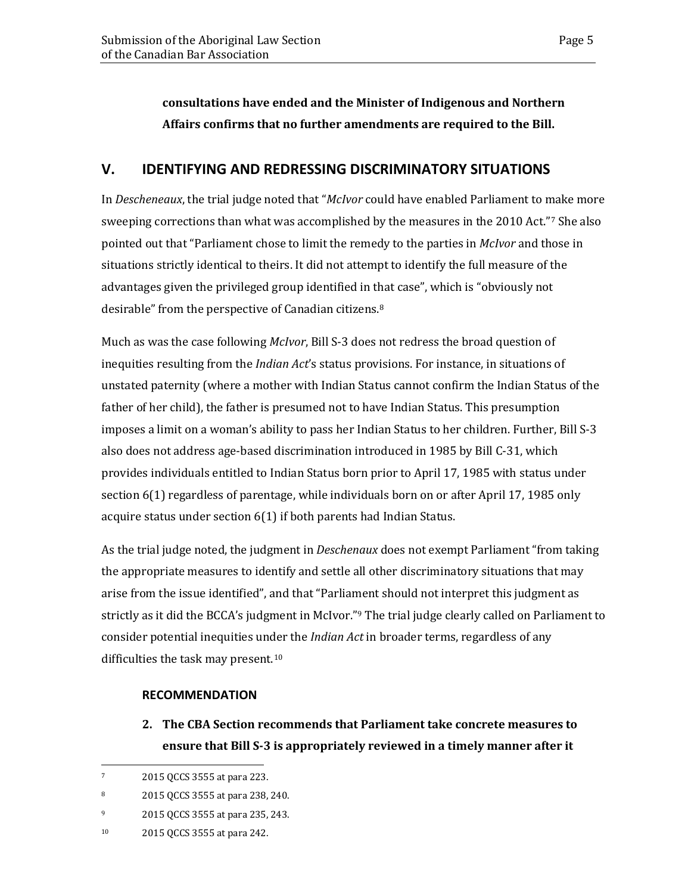**consultations have ended and the Minister of Indigenous and Northern Affairs confirms that no further amendments are required to the Bill.**

## V. IDENTIFYING AND REDRESSING DISCRIMINATORY SITUATIONS

In *Descheneaux*, the trial judge noted that "*McIvor* could have enabled Parliament to make more sweeping corrections than what was accomplished by the measures in the 2010 Act."[7] She also pointed out that "Parliament chose to limit the remedy to the parties in *McIvor* and those in situations strictly identical to theirs. It did not attempt to identify the full measure of the advantages given the privileged group identified in that case", which is "obviously not desirable" from the perspective of Canadian citizens.[8]

Much as was the case following *McIvor*, Bill S-3 does not redress the broad question of inequities resulting from the *Indian Act*'s status provisions. For instance, in situations of unstated paternity (where a mother with Indian Status cannot confirm the Indian Status of the father of her child), the father is presumed not to have Indian Status. This presumption imposes a limit on a woman's ability to pass her Indian Status to her children. Further, Bill S-3 also does not address age-based discrimination introduced in 1985 by Bill C-31, which provides individuals entitled to Indian Status born prior to April 17, 1985 with status under section 6(1) regardless of parentage, while individuals born on or after April 17, 1985 only acquire status under section 6(1) if both parents had Indian Status.

As the trial judge noted, the judgment in *Deschenaux* does not exempt Parliament "from taking the appropriate measures to identify and settle all other discriminatory situations that may arise from the issue identified", and that "Parliament should not interpret this judgment as strictly as it did the BCCA's judgment in McIvor."[9] The trial judge clearly called on Parliament to consider potential inequities under the *Indian Act* in broader terms, regardless of any difficulties the task may present.[10]

### RECOMMENDATION

2. **The CBA Section recommends that Parliament take concrete measures to ensure that Bill S-3 is appropriately reviewed in a timely manner after it**

---

[7] 2015 QCCS 3555 at para 223.

[8] 2015 QCCS 3555 at para 238, 240.

[9] 2015 QCCS 3555 at para 235, 243.

[10] 2015 QCCS 3555 at para 242.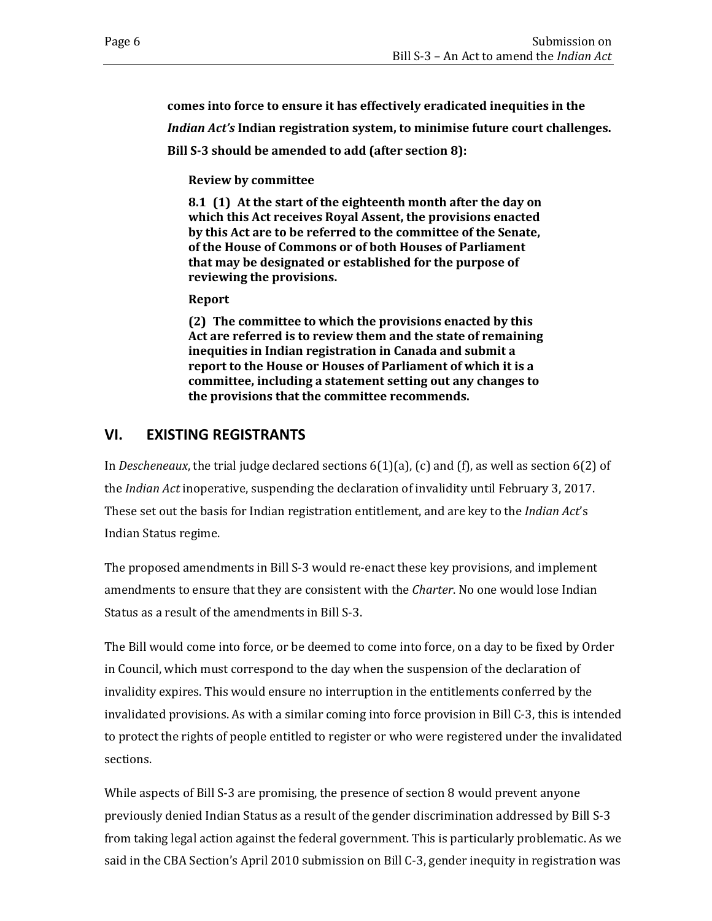**comes into force to ensure it has effectively eradicated inequities in the *Indian Act's* Indian registration system, to minimise future court challenges. Bill S-3 should be amended to add (after section 8):**

> **Review by committee**
>
> **8.1 (1) At the start of the eighteenth month after the day on which this Act receives Royal Assent, the provisions enacted by this Act are to be referred to the committee of the Senate, of the House of Commons or of both Houses of Parliament that may be designated or established for the purpose of reviewing the provisions.**
>
> **Report**
>
> **(2) The committee to which the provisions enacted by this Act are referred is to review them and the state of remaining inequities in Indian registration in Canada and submit a report to the House or Houses of Parliament of which it is a committee, including a statement setting out any changes to the provisions that the committee recommends.**

## VI. EXISTING REGISTRANTS

In *Descheneaux*, the trial judge declared sections 6(1)(a), (c) and (f), as well as section 6(2) of the *Indian Act* inoperative, suspending the declaration of invalidity until February 3, 2017. These set out the basis for Indian registration entitlement, and are key to the *Indian Act*'s Indian Status regime.

The proposed amendments in Bill S-3 would re-enact these key provisions, and implement amendments to ensure that they are consistent with the *Charter*. No one would lose Indian Status as a result of the amendments in Bill S-3.

The Bill would come into force, or be deemed to come into force, on a day to be fixed by Order in Council, which must correspond to the day when the suspension of the declaration of invalidity expires. This would ensure no interruption in the entitlements conferred by the invalidated provisions. As with a similar coming into force provision in Bill C-3, this is intended to protect the rights of people entitled to register or who were registered under the invalidated sections.

While aspects of Bill S-3 are promising, the presence of section 8 would prevent anyone previously denied Indian Status as a result of the gender discrimination addressed by Bill S-3 from taking legal action against the federal government. This is particularly problematic. As we said in the CBA Section's April 2010 submission on Bill C-3, gender inequity in registration was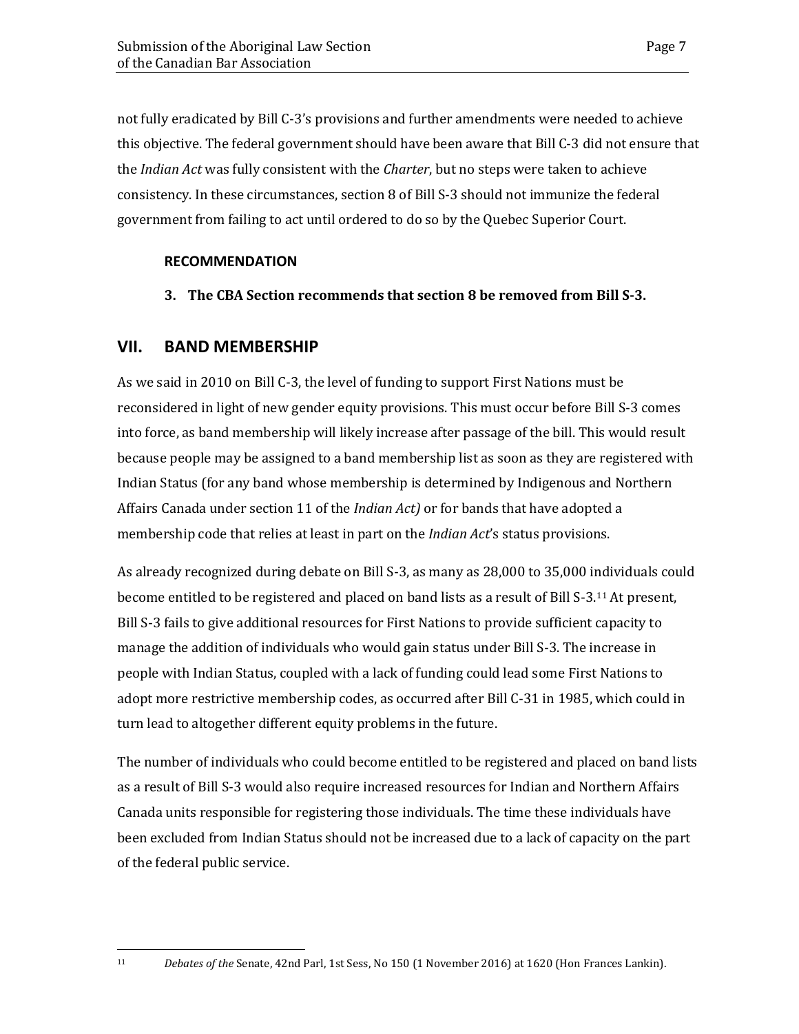not fully eradicated by Bill C-3's provisions and further amendments were needed to achieve this objective. The federal government should have been aware that Bill C-3 did not ensure that the *Indian Act* was fully consistent with the *Charter*, but no steps were taken to achieve consistency. In these circumstances, section 8 of Bill S-3 should not immunize the federal government from failing to act until ordered to do so by the Quebec Superior Court.

**RECOMMENDATION**

**3. The CBA Section recommends that section 8 be removed from Bill S-3.**

## VII. BAND MEMBERSHIP

As we said in 2010 on Bill C-3, the level of funding to support First Nations must be reconsidered in light of new gender equity provisions. This must occur before Bill S-3 comes into force, as band membership will likely increase after passage of the bill. This would result because people may be assigned to a band membership list as soon as they are registered with Indian Status (for any band whose membership is determined by Indigenous and Northern Affairs Canada under section 11 of the *Indian Act)* or for bands that have adopted a membership code that relies at least in part on the *Indian Act*'s status provisions.

As already recognized during debate on Bill S-3, as many as 28,000 to 35,000 individuals could become entitled to be registered and placed on band lists as a result of Bill S-3.[11] At present, Bill S-3 fails to give additional resources for First Nations to provide sufficient capacity to manage the addition of individuals who would gain status under Bill S-3. The increase in people with Indian Status, coupled with a lack of funding could lead some First Nations to adopt more restrictive membership codes, as occurred after Bill C-31 in 1985, which could in turn lead to altogether different equity problems in the future.

The number of individuals who could become entitled to be registered and placed on band lists as a result of Bill S-3 would also require increased resources for Indian and Northern Affairs Canada units responsible for registering those individuals. The time these individuals have been excluded from Indian Status should not be increased due to a lack of capacity on the part of the federal public service.

---

[11] *Debates of the* Senate, 42nd Parl, 1st Sess, No 150 (1 November 2016) at 1620 (Hon Frances Lankin).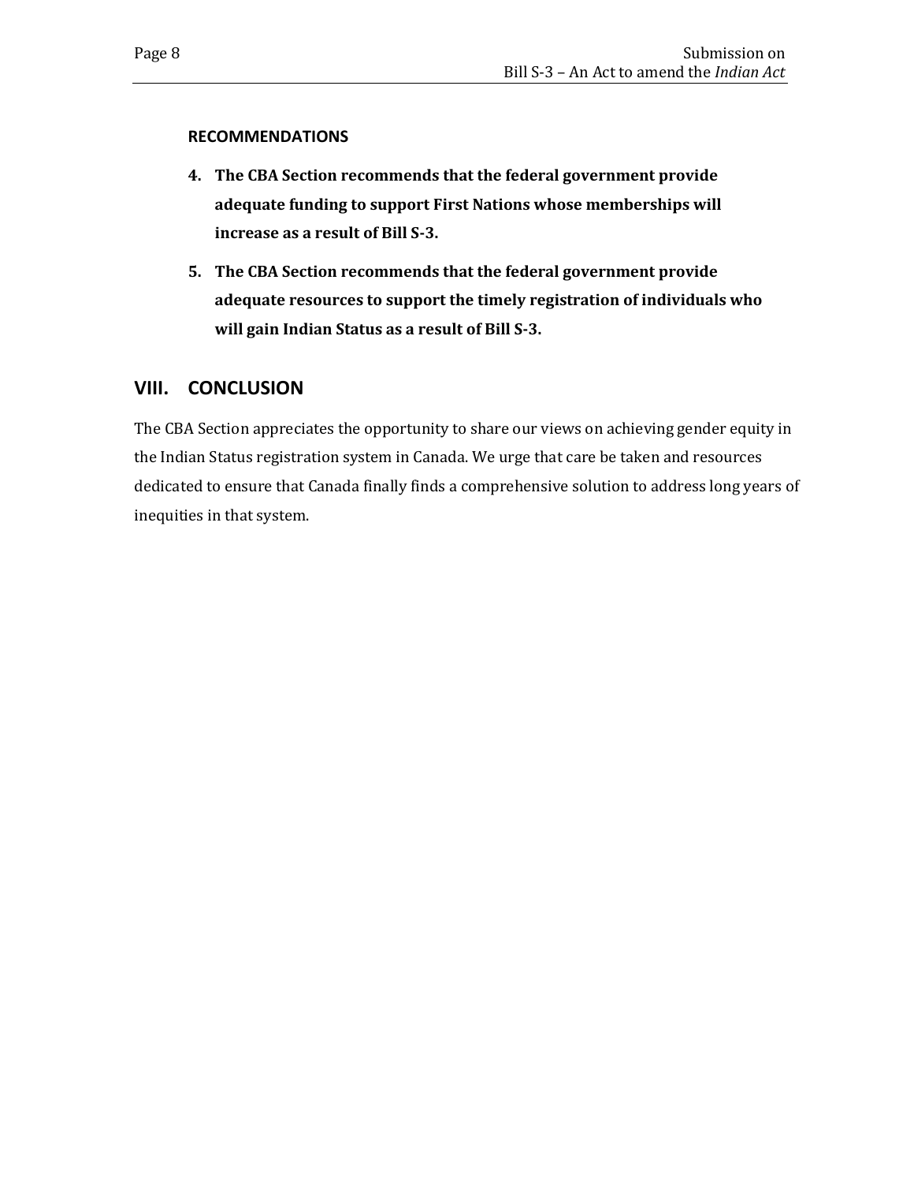**RECOMMENDATIONS**

4. **The CBA Section recommends that the federal government provide adequate funding to support First Nations whose memberships will increase as a result of Bill S-3.**

5. **The CBA Section recommends that the federal government provide adequate resources to support the timely registration of individuals who will gain Indian Status as a result of Bill S-3.**

## VIII. CONCLUSION

The CBA Section appreciates the opportunity to share our views on achieving gender equity in the Indian Status registration system in Canada. We urge that care be taken and resources dedicated to ensure that Canada finally finds a comprehensive solution to address long years of inequities in that system.